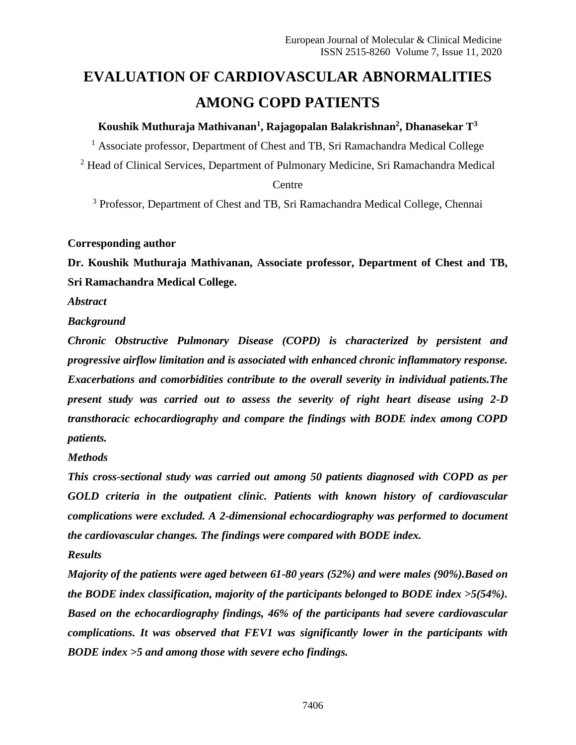# EVALUATION OF CARDIOVASCULAR ABNORMALITIES AMONG COPD PATIENTS

**Koushik Muthuraja Mathivanan[1], Rajagopalan Balakrishnan[2], Dhanasekar T[3]**

[1] Associate professor, Department of Chest and TB, Sri Ramachandra Medical College

[2] Head of Clinical Services, Department of Pulmonary Medicine, Sri Ramachandra Medical Centre

[3] Professor, Department of Chest and TB, Sri Ramachandra Medical College, Chennai

**Corresponding author**

**Dr. Koushik Muthuraja Mathivanan, Associate professor, Department of Chest and TB, Sri Ramachandra Medical College.**

***Abstract***

***Background***

***Chronic Obstructive Pulmonary Disease (COPD) is characterized by persistent and progressive airflow limitation and is associated with enhanced chronic inflammatory response. Exacerbations and comorbidities contribute to the overall severity in individual patients.The present study was carried out to assess the severity of right heart disease using 2-D transthoracic echocardiography and compare the findings with BODE index among COPD patients.***

***Methods***

***This cross-sectional study was carried out among 50 patients diagnosed with COPD as per GOLD criteria in the outpatient clinic. Patients with known history of cardiovascular complications were excluded. A 2-dimensional echocardiography was performed to document the cardiovascular changes. The findings were compared with BODE index.***

***Results***

***Majority of the patients were aged between 61-80 years (52%) and were males (90%).Based on the BODE index classification, majority of the participants belonged to BODE index >5(54%). Based on the echocardiography findings, 46% of the participants had severe cardiovascular complications. It was observed that FEV1 was significantly lower in the participants with BODE index >5 and among those with severe echo findings.***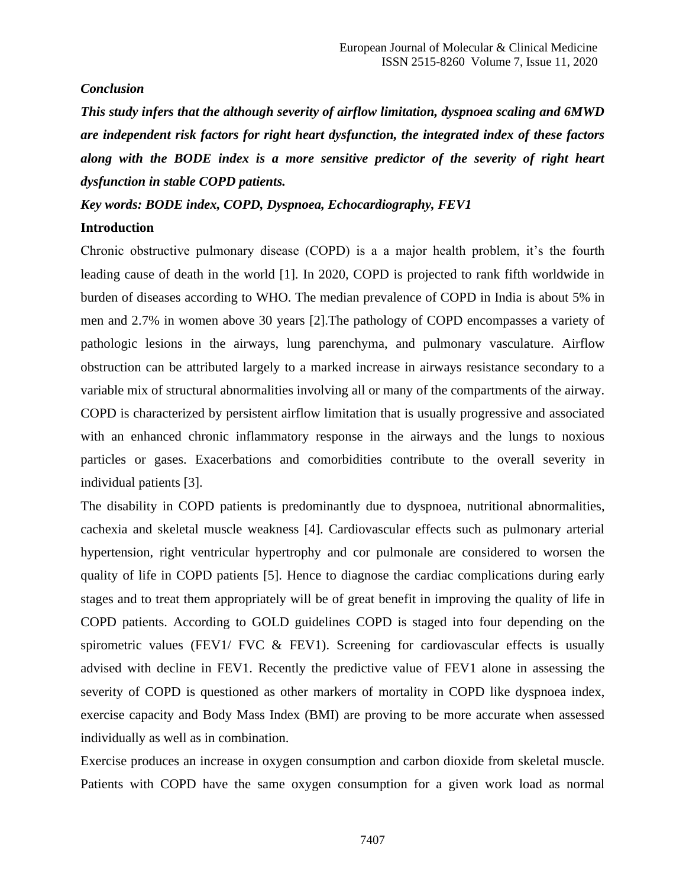### *Conclusion*

***This study infers that the although severity of airflow limitation, dyspnoea scaling and 6MWD are independent risk factors for right heart dysfunction, the integrated index of these factors along with the BODE index is a more sensitive predictor of the severity of right heart dysfunction in stable COPD patients.***

***Key words: BODE index, COPD, Dyspnoea, Echocardiography, FEV1***

## Introduction

Chronic obstructive pulmonary disease (COPD) is a a major health problem, it's the fourth leading cause of death in the world [1]. In 2020, COPD is projected to rank fifth worldwide in burden of diseases according to WHO. The median prevalence of COPD in India is about 5% in men and 2.7% in women above 30 years [2].The pathology of COPD encompasses a variety of pathologic lesions in the airways, lung parenchyma, and pulmonary vasculature. Airflow obstruction can be attributed largely to a marked increase in airways resistance secondary to a variable mix of structural abnormalities involving all or many of the compartments of the airway. COPD is characterized by persistent airflow limitation that is usually progressive and associated with an enhanced chronic inflammatory response in the airways and the lungs to noxious particles or gases. Exacerbations and comorbidities contribute to the overall severity in individual patients [3].

The disability in COPD patients is predominantly due to dyspnoea, nutritional abnormalities, cachexia and skeletal muscle weakness [4]. Cardiovascular effects such as pulmonary arterial hypertension, right ventricular hypertrophy and cor pulmonale are considered to worsen the quality of life in COPD patients [5]. Hence to diagnose the cardiac complications during early stages and to treat them appropriately will be of great benefit in improving the quality of life in COPD patients. According to GOLD guidelines COPD is staged into four depending on the spirometric values (FEV1/ FVC & FEV1). Screening for cardiovascular effects is usually advised with decline in FEV1. Recently the predictive value of FEV1 alone in assessing the severity of COPD is questioned as other markers of mortality in COPD like dyspnoea index, exercise capacity and Body Mass Index (BMI) are proving to be more accurate when assessed individually as well as in combination.

Exercise produces an increase in oxygen consumption and carbon dioxide from skeletal muscle. Patients with COPD have the same oxygen consumption for a given work load as normal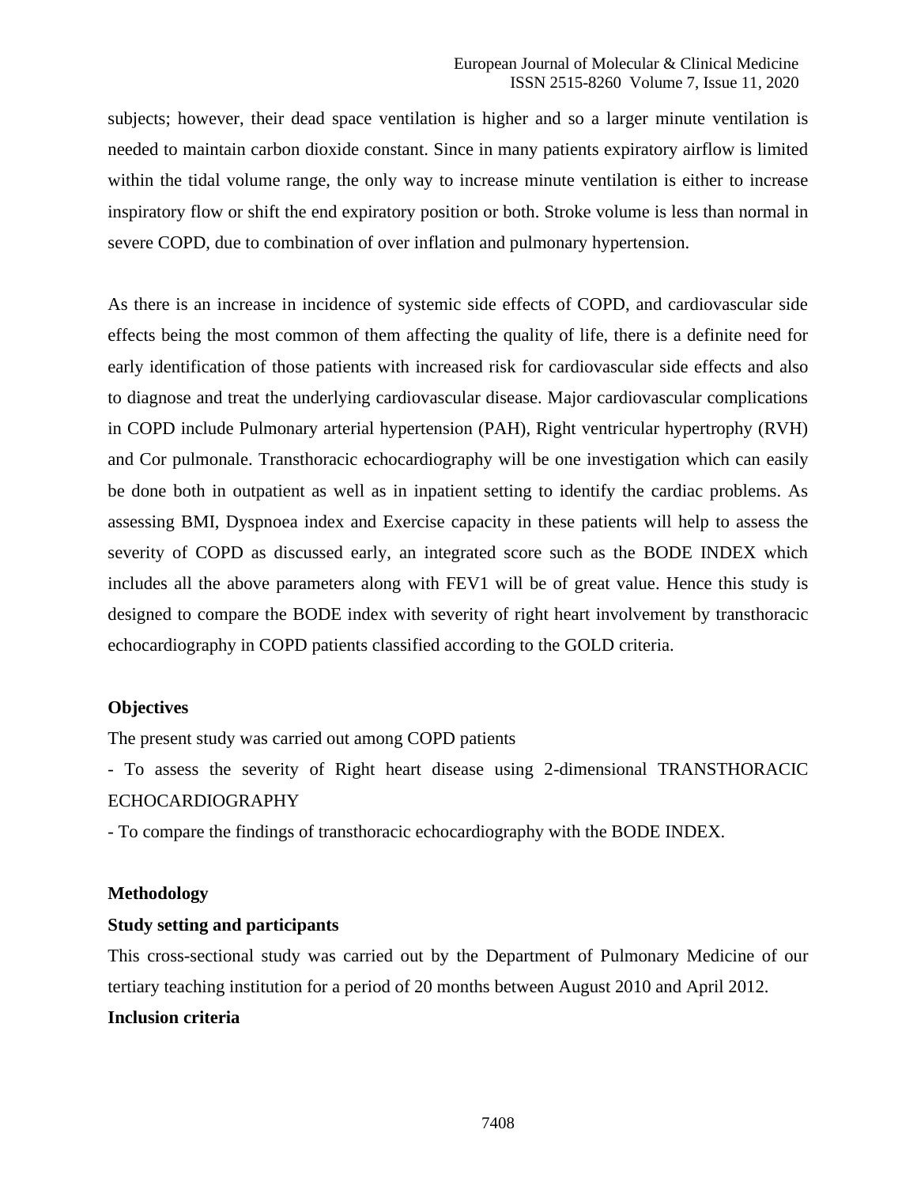subjects; however, their dead space ventilation is higher and so a larger minute ventilation is needed to maintain carbon dioxide constant. Since in many patients expiratory airflow is limited within the tidal volume range, the only way to increase minute ventilation is either to increase inspiratory flow or shift the end expiratory position or both. Stroke volume is less than normal in severe COPD, due to combination of over inflation and pulmonary hypertension.

As there is an increase in incidence of systemic side effects of COPD, and cardiovascular side effects being the most common of them affecting the quality of life, there is a definite need for early identification of those patients with increased risk for cardiovascular side effects and also to diagnose and treat the underlying cardiovascular disease. Major cardiovascular complications in COPD include Pulmonary arterial hypertension (PAH), Right ventricular hypertrophy (RVH) and Cor pulmonale. Transthoracic echocardiography will be one investigation which can easily be done both in outpatient as well as in inpatient setting to identify the cardiac problems. As assessing BMI, Dyspnoea index and Exercise capacity in these patients will help to assess the severity of COPD as discussed early, an integrated score such as the BODE INDEX which includes all the above parameters along with FEV1 will be of great value. Hence this study is designed to compare the BODE index with severity of right heart involvement by transthoracic echocardiography in COPD patients classified according to the GOLD criteria.

### Objectives

The present study was carried out among COPD patients

- To assess the severity of Right heart disease using 2-dimensional TRANSTHORACIC ECHOCARDIOGRAPHY
- To compare the findings of transthoracic echocardiography with the BODE INDEX.

### Methodology

#### Study setting and participants

This cross-sectional study was carried out by the Department of Pulmonary Medicine of our tertiary teaching institution for a period of 20 months between August 2010 and April 2012.

#### Inclusion criteria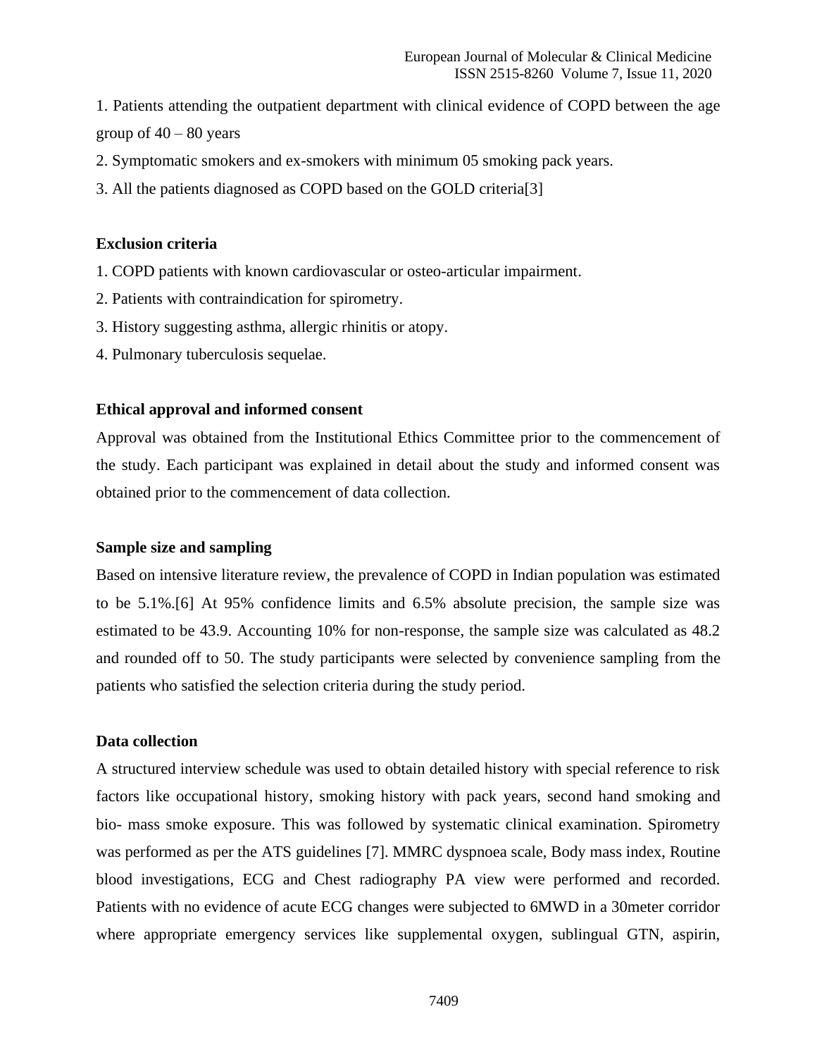1. Patients attending the outpatient department with clinical evidence of COPD between the age group of 40 – 80 years
2. Symptomatic smokers and ex-smokers with minimum 05 smoking pack years.
3. All the patients diagnosed as COPD based on the GOLD criteria[3]

**Exclusion criteria**

1. COPD patients with known cardiovascular or osteo-articular impairment.
2. Patients with contraindication for spirometry.
3. History suggesting asthma, allergic rhinitis or atopy.
4. Pulmonary tuberculosis sequelae.

**Ethical approval and informed consent**

Approval was obtained from the Institutional Ethics Committee prior to the commencement of the study. Each participant was explained in detail about the study and informed consent was obtained prior to the commencement of data collection.

**Sample size and sampling**

Based on intensive literature review, the prevalence of COPD in Indian population was estimated to be 5.1%.[6] At 95% confidence limits and 6.5% absolute precision, the sample size was estimated to be 43.9. Accounting 10% for non-response, the sample size was calculated as 48.2 and rounded off to 50. The study participants were selected by convenience sampling from the patients who satisfied the selection criteria during the study period.

**Data collection**

A structured interview schedule was used to obtain detailed history with special reference to risk factors like occupational history, smoking history with pack years, second hand smoking and bio- mass smoke exposure. This was followed by systematic clinical examination. Spirometry was performed as per the ATS guidelines [7]. MMRC dyspnoea scale, Body mass index, Routine blood investigations, ECG and Chest radiography PA view were performed and recorded. Patients with no evidence of acute ECG changes were subjected to 6MWD in a 30meter corridor where appropriate emergency services like supplemental oxygen, sublingual GTN, aspirin,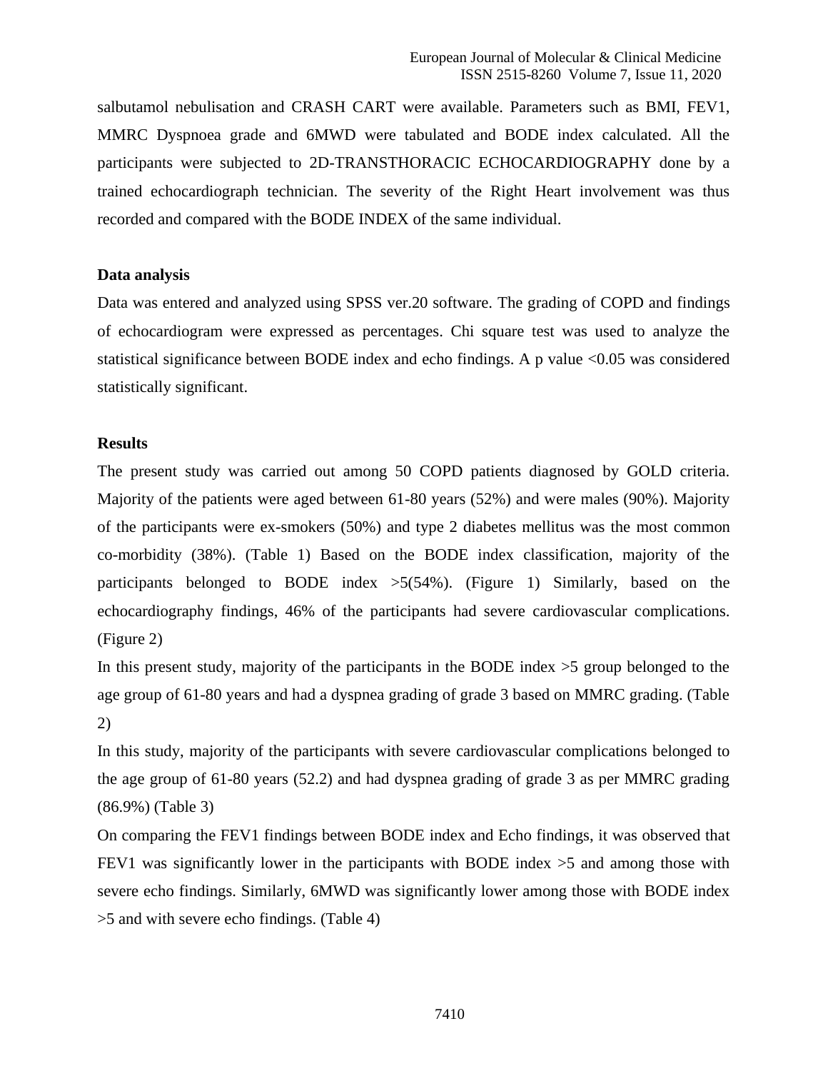salbutamol nebulisation and CRASH CART were available. Parameters such as BMI, FEV1, MMRC Dyspnoea grade and 6MWD were tabulated and BODE index calculated. All the participants were subjected to 2D-TRANSTHORACIC ECHOCARDIOGRAPHY done by a trained echocardiograph technician. The severity of the Right Heart involvement was thus recorded and compared with the BODE INDEX of the same individual.

**Data analysis**

Data was entered and analyzed using SPSS ver.20 software. The grading of COPD and findings of echocardiogram were expressed as percentages. Chi square test was used to analyze the statistical significance between BODE index and echo findings. A p value <0.05 was considered statistically significant.

**Results**

The present study was carried out among 50 COPD patients diagnosed by GOLD criteria. Majority of the patients were aged between 61-80 years (52%) and were males (90%). Majority of the participants were ex-smokers (50%) and type 2 diabetes mellitus was the most common co-morbidity (38%). (Table 1) Based on the BODE index classification, majority of the participants belonged to BODE index >5(54%). (Figure 1) Similarly, based on the echocardiography findings, 46% of the participants had severe cardiovascular complications. (Figure 2)

In this present study, majority of the participants in the BODE index >5 group belonged to the age group of 61-80 years and had a dyspnea grading of grade 3 based on MMRC grading. (Table 2)

In this study, majority of the participants with severe cardiovascular complications belonged to the age group of 61-80 years (52.2) and had dyspnea grading of grade 3 as per MMRC grading (86.9%) (Table 3)

On comparing the FEV1 findings between BODE index and Echo findings, it was observed that FEV1 was significantly lower in the participants with BODE index >5 and among those with severe echo findings. Similarly, 6MWD was significantly lower among those with BODE index >5 and with severe echo findings. (Table 4)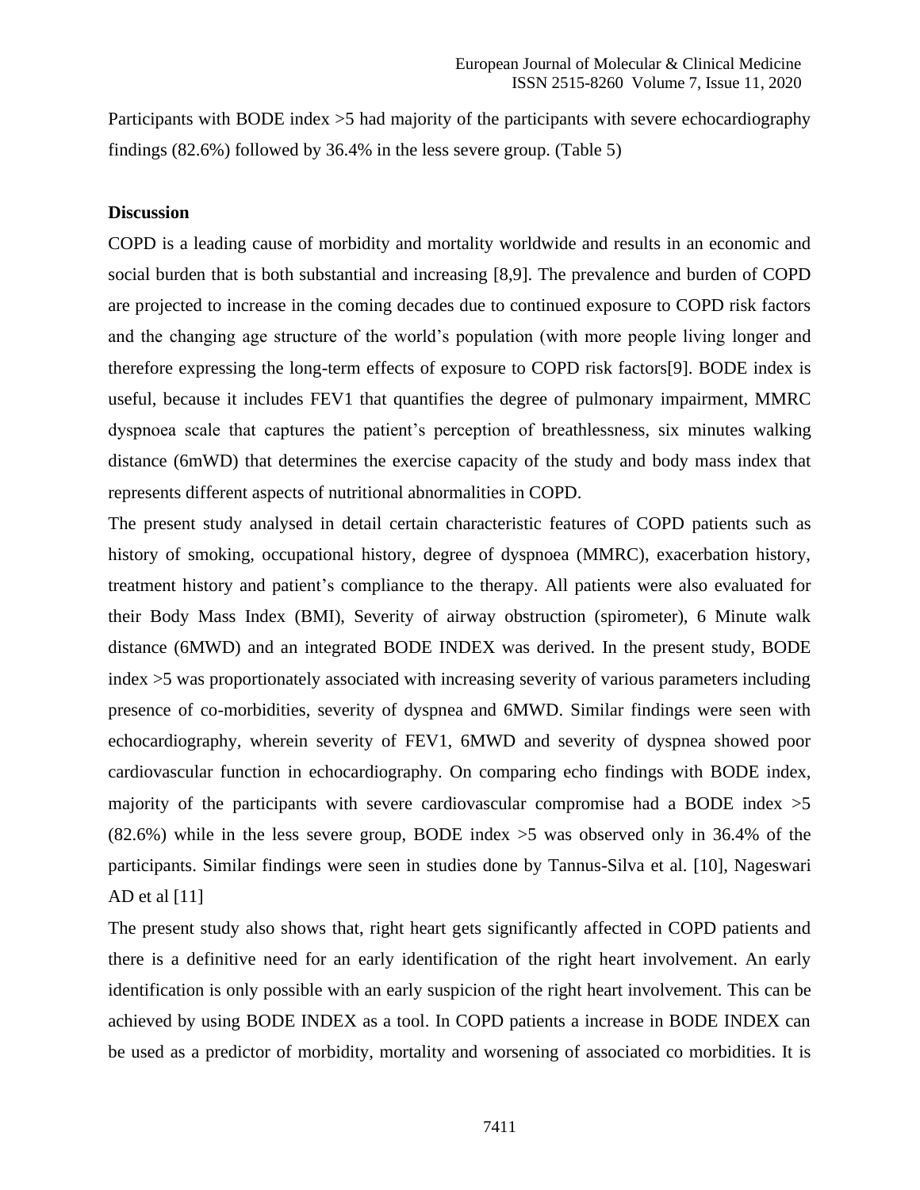Participants with BODE index >5 had majority of the participants with severe echocardiography findings (82.6%) followed by 36.4% in the less severe group. (Table 5)

## Discussion

COPD is a leading cause of morbidity and mortality worldwide and results in an economic and social burden that is both substantial and increasing [8,9]. The prevalence and burden of COPD are projected to increase in the coming decades due to continued exposure to COPD risk factors and the changing age structure of the world's population (with more people living longer and therefore expressing the long-term effects of exposure to COPD risk factors[9]. BODE index is useful, because it includes FEV1 that quantifies the degree of pulmonary impairment, MMRC dyspnoea scale that captures the patient's perception of breathlessness, six minutes walking distance (6mWD) that determines the exercise capacity of the study and body mass index that represents different aspects of nutritional abnormalities in COPD.

The present study analysed in detail certain characteristic features of COPD patients such as history of smoking, occupational history, degree of dyspnoea (MMRC), exacerbation history, treatment history and patient's compliance to the therapy. All patients were also evaluated for their Body Mass Index (BMI), Severity of airway obstruction (spirometer), 6 Minute walk distance (6MWD) and an integrated BODE INDEX was derived. In the present study, BODE index >5 was proportionately associated with increasing severity of various parameters including presence of co-morbidities, severity of dyspnea and 6MWD. Similar findings were seen with echocardiography, wherein severity of FEV1, 6MWD and severity of dyspnea showed poor cardiovascular function in echocardiography. On comparing echo findings with BODE index, majority of the participants with severe cardiovascular compromise had a BODE index >5 (82.6%) while in the less severe group, BODE index >5 was observed only in 36.4% of the participants. Similar findings were seen in studies done by Tannus-Silva et al. [10], Nageswari AD et al [11]

The present study also shows that, right heart gets significantly affected in COPD patients and there is a definitive need for an early identification of the right heart involvement. An early identification is only possible with an early suspicion of the right heart involvement. This can be achieved by using BODE INDEX as a tool. In COPD patients a increase in BODE INDEX can be used as a predictor of morbidity, mortality and worsening of associated co morbidities. It is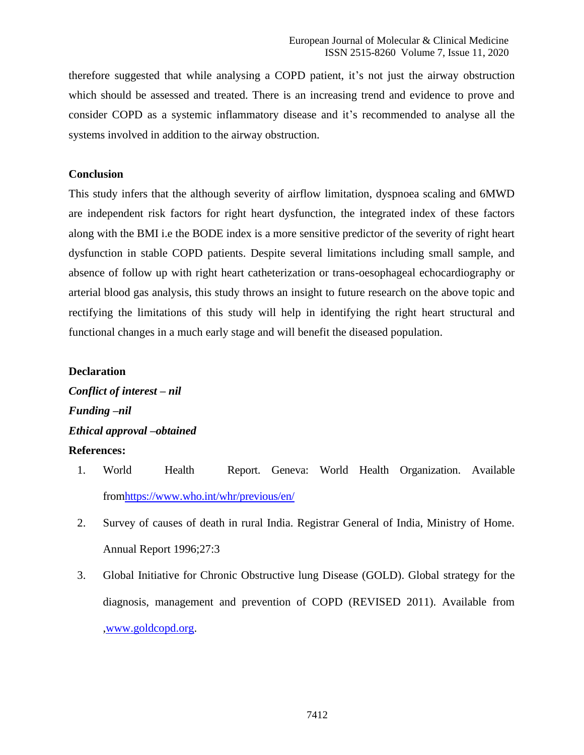therefore suggested that while analysing a COPD patient, it's not just the airway obstruction which should be assessed and treated. There is an increasing trend and evidence to prove and consider COPD as a systemic inflammatory disease and it's recommended to analyse all the systems involved in addition to the airway obstruction.

## Conclusion

This study infers that the although severity of airflow limitation, dyspnoea scaling and 6MWD are independent risk factors for right heart dysfunction, the integrated index of these factors along with the BMI i.e the BODE index is a more sensitive predictor of the severity of right heart dysfunction in stable COPD patients. Despite several limitations including small sample, and absence of follow up with right heart catheterization or trans-oesophageal echocardiography or arterial blood gas analysis, this study throws an insight to future research on the above topic and rectifying the limitations of this study will help in identifying the right heart structural and functional changes in a much early stage and will benefit the diseased population.

## Declaration

***Conflict of interest – nil***

***Funding –nil***

***Ethical approval –obtained***

## References:

1. World Health Report. Geneva: World Health Organization. Available fromhttps://www.who.int/whr/previous/en/
2. Survey of causes of death in rural India. Registrar General of India, Ministry of Home. Annual Report 1996;27:3
3. Global Initiative for Chronic Obstructive lung Disease (GOLD). Global strategy for the diagnosis, management and prevention of COPD (REVISED 2011). Available from ,www.goldcopd.org.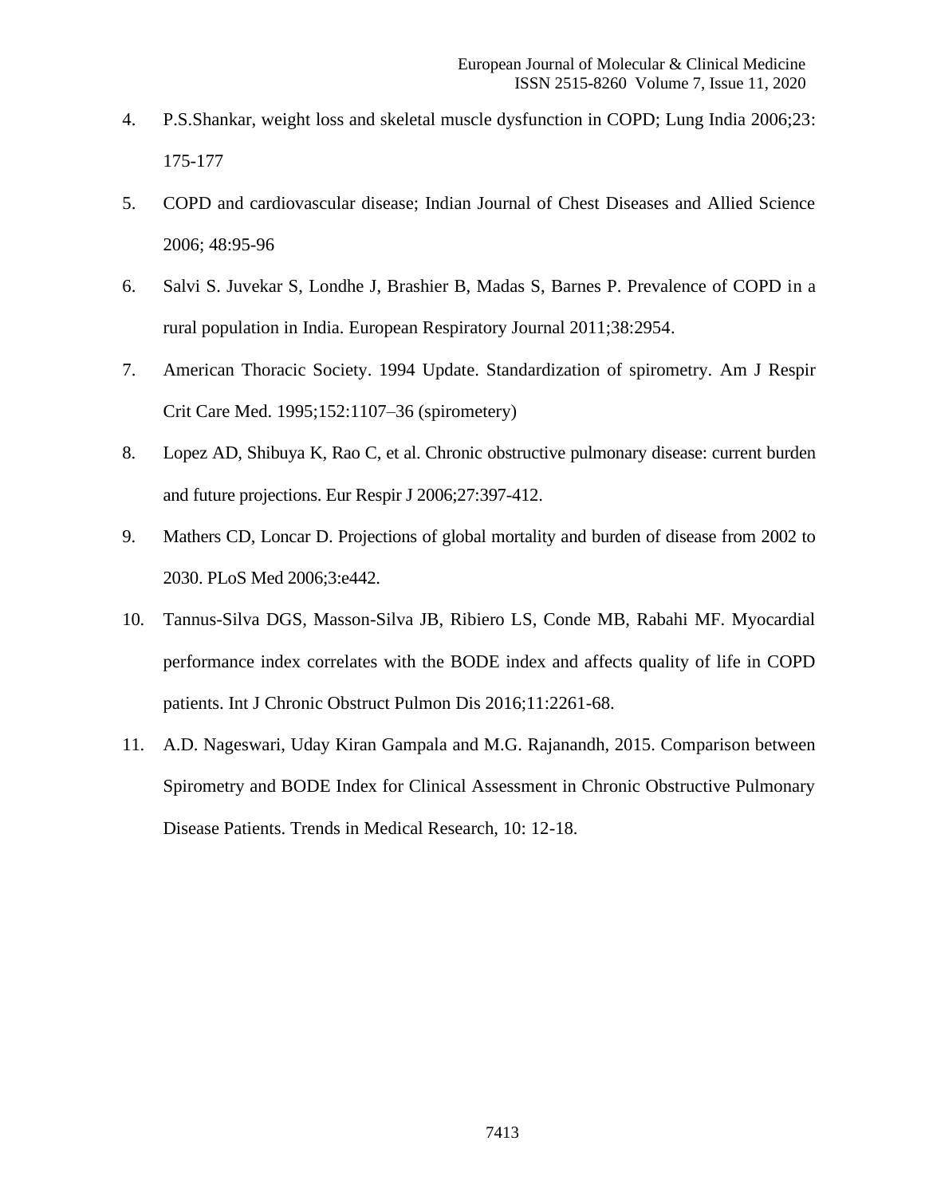4. P.S.Shankar, weight loss and skeletal muscle dysfunction in COPD; Lung India 2006;23: 175-177
5. COPD and cardiovascular disease; Indian Journal of Chest Diseases and Allied Science 2006; 48:95-96
6. Salvi S. Juvekar S, Londhe J, Brashier B, Madas S, Barnes P. Prevalence of COPD in a rural population in India. European Respiratory Journal 2011;38:2954.
7. American Thoracic Society. 1994 Update. Standardization of spirometry. Am J Respir Crit Care Med. 1995;152:1107–36 (spirometery)
8. Lopez AD, Shibuya K, Rao C, et al. Chronic obstructive pulmonary disease: current burden and future projections. Eur Respir J 2006;27:397-412.
9. Mathers CD, Loncar D. Projections of global mortality and burden of disease from 2002 to 2030. PLoS Med 2006;3:e442.
10. Tannus-Silva DGS, Masson-Silva JB, Ribiero LS, Conde MB, Rabahi MF. Myocardial performance index correlates with the BODE index and affects quality of life in COPD patients. Int J Chronic Obstruct Pulmon Dis 2016;11:2261-68.
11. A.D. Nageswari, Uday Kiran Gampala and M.G. Rajanandh, 2015. Comparison between Spirometry and BODE Index for Clinical Assessment in Chronic Obstructive Pulmonary Disease Patients. Trends in Medical Research, 10: 12-18.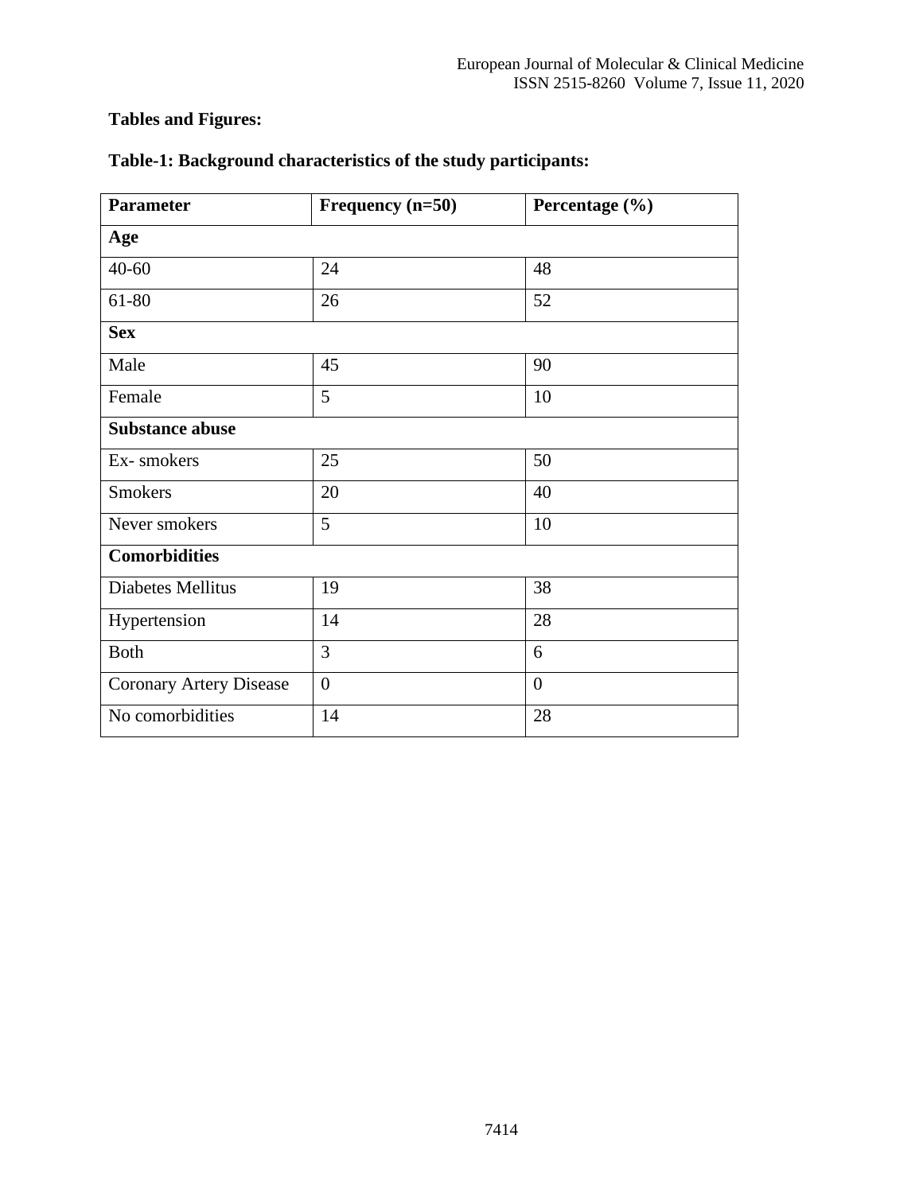**Tables and Figures:**

**Table-1: Background characteristics of the study participants:**

| **Parameter** | **Frequency (n=50)** | **Percentage (%)** |
|---|---|---|
| **Age** | | |
| 40-60 | 24 | 48 |
| 61-80 | 26 | 52 |
| **Sex** | | |
| Male | 45 | 90 |
| Female | 5 | 10 |
| **Substance abuse** | | |
| Ex- smokers | 25 | 50 |
| Smokers | 20 | 40 |
| Never smokers | 5 | 10 |
| **Comorbidities** | | |
| Diabetes Mellitus | 19 | 38 |
| Hypertension | 14 | 28 |
| Both | 3 | 6 |
| Coronary Artery Disease | 0 | 0 |
| No comorbidities | 14 | 28 |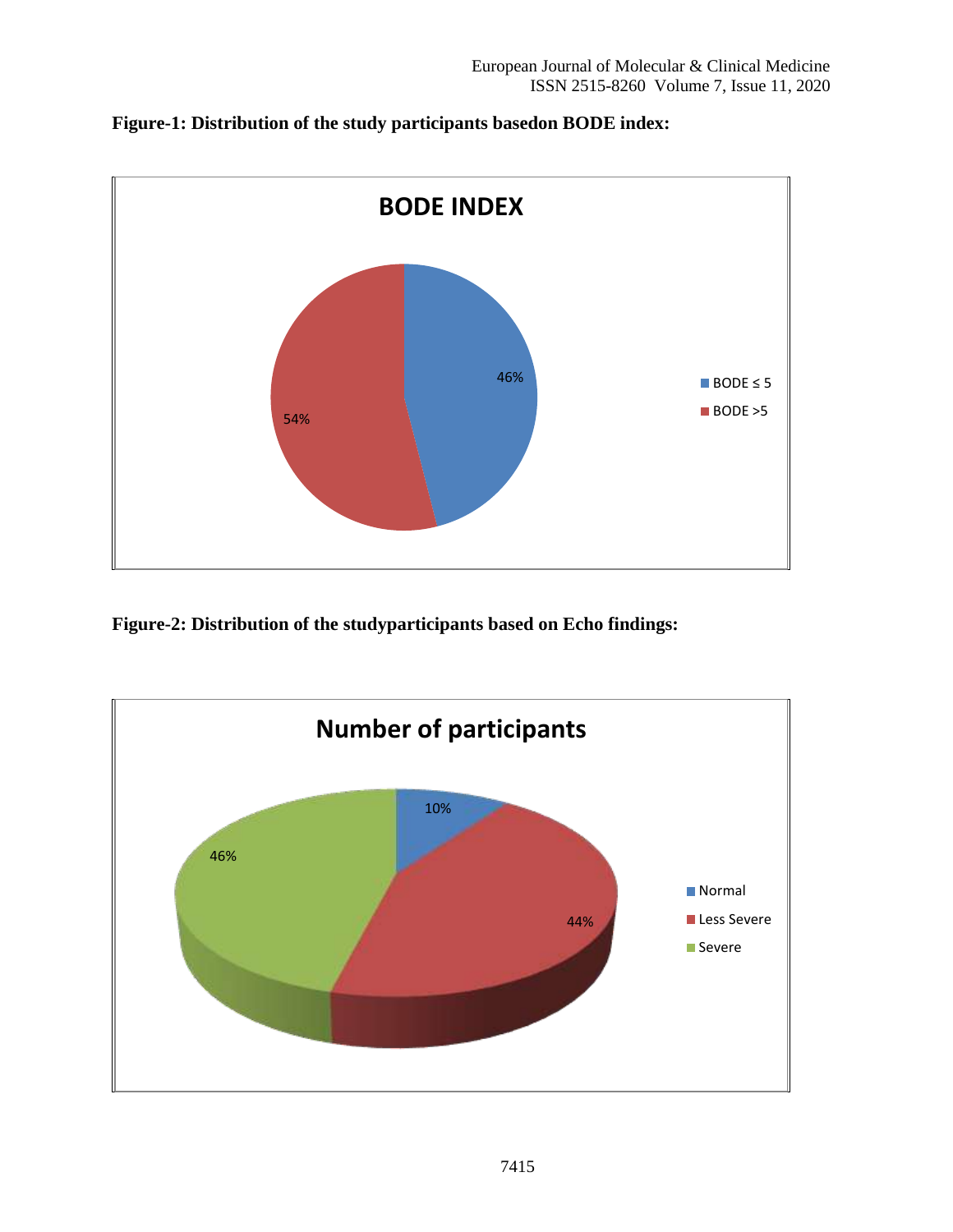**Figure-1: Distribution of the study participants basedon BODE index:**

**BODE INDEX**

- BODE ≤ 5: 46%
- BODE >5: 54%

**Figure-2: Distribution of the studyparticipants based on Echo findings:**

**Number of participants**

- Normal: 10%
- Less Severe: 44%
- Severe: 46%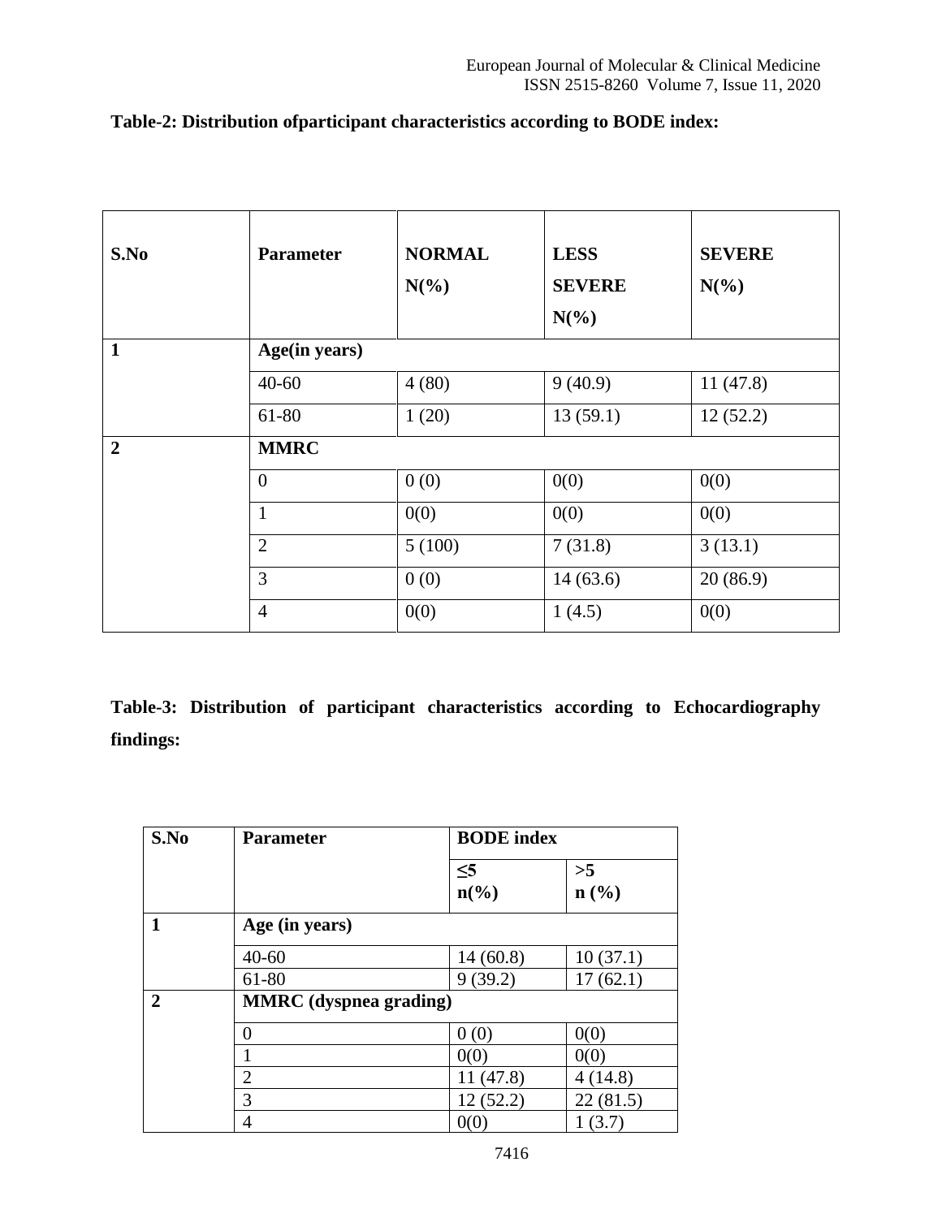**Table-2: Distribution ofparticipant characteristics according to BODE index:**

| S.No | Parameter | NORMAL N(%) | LESS SEVERE N(%) | SEVERE N(%) |
|---|---|---|---|---|
| 1 | Age(in years) | | | |
| | 40-60 | 4 (80) | 9 (40.9) | 11 (47.8) |
| | 61-80 | 1 (20) | 13 (59.1) | 12 (52.2) |
| 2 | MMRC | | | |
| | 0 | 0 (0) | 0(0) | 0(0) |
| | 1 | 0(0) | 0(0) | 0(0) |
| | 2 | 5 (100) | 7 (31.8) | 3 (13.1) |
| | 3 | 0 (0) | 14 (63.6) | 20 (86.9) |
| | 4 | 0(0) | 1 (4.5) | 0(0) |

**Table-3: Distribution of participant characteristics according to Echocardiography findings:**

| S.No | Parameter | BODE index | |
|---|---|---|---|
| | | ≤5 n(%) | >5 n (%) |
| 1 | Age (in years) | | |
| | 40-60 | 14 (60.8) | 10 (37.1) |
| | 61-80 | 9 (39.2) | 17 (62.1) |
| 2 | MMRC (dyspnea grading) | | |
| | 0 | 0 (0) | 0(0) |
| | 1 | 0(0) | 0(0) |
| | 2 | 11 (47.8) | 4 (14.8) |
| | 3 | 12 (52.2) | 22 (81.5) |
| | 4 | 0(0) | 1 (3.7) |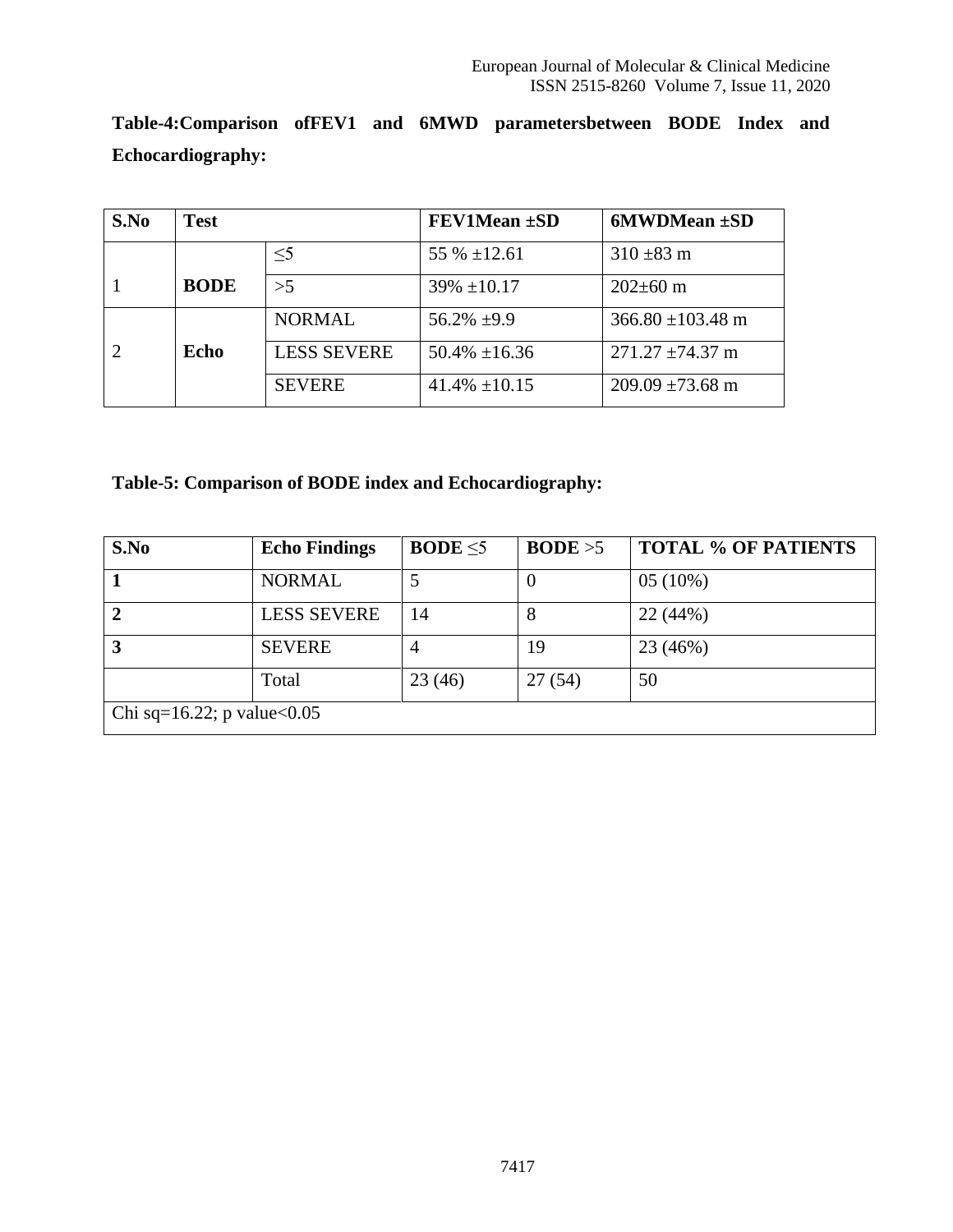**Table-4:Comparison ofFEV1 and 6MWD parametersbetween BODE Index and Echocardiography:**

| S.No | Test | | FEV1Mean ±SD | 6MWDMean ±SD |
|---|---|---|---|---|
| 1 | **BODE** | ≤5 | 55 % ±12.61 | 310 ±83 m |
| | | >5 | 39% ±10.17 | 202±60 m |
| 2 | **Echo** | NORMAL | 56.2% ±9.9 | 366.80 ±103.48 m |
| | | LESS SEVERE | 50.4% ±16.36 | 271.27 ±74.37 m |
| | | SEVERE | 41.4% ±10.15 | 209.09 ±73.68 m |

**Table-5: Comparison of BODE index and Echocardiography:**

| S.No | Echo Findings | BODE ≤5 | BODE >5 | TOTAL % OF PATIENTS |
|---|---|---|---|---|
| **1** | NORMAL | 5 | 0 | 05 (10%) |
| **2** | LESS SEVERE | 14 | 8 | 22 (44%) |
| **3** | SEVERE | 4 | 19 | 23 (46%) |
| | Total | 23 (46) | 27 (54) | 50 |
| Chi sq=16.22; p value<0.05 | | | | |